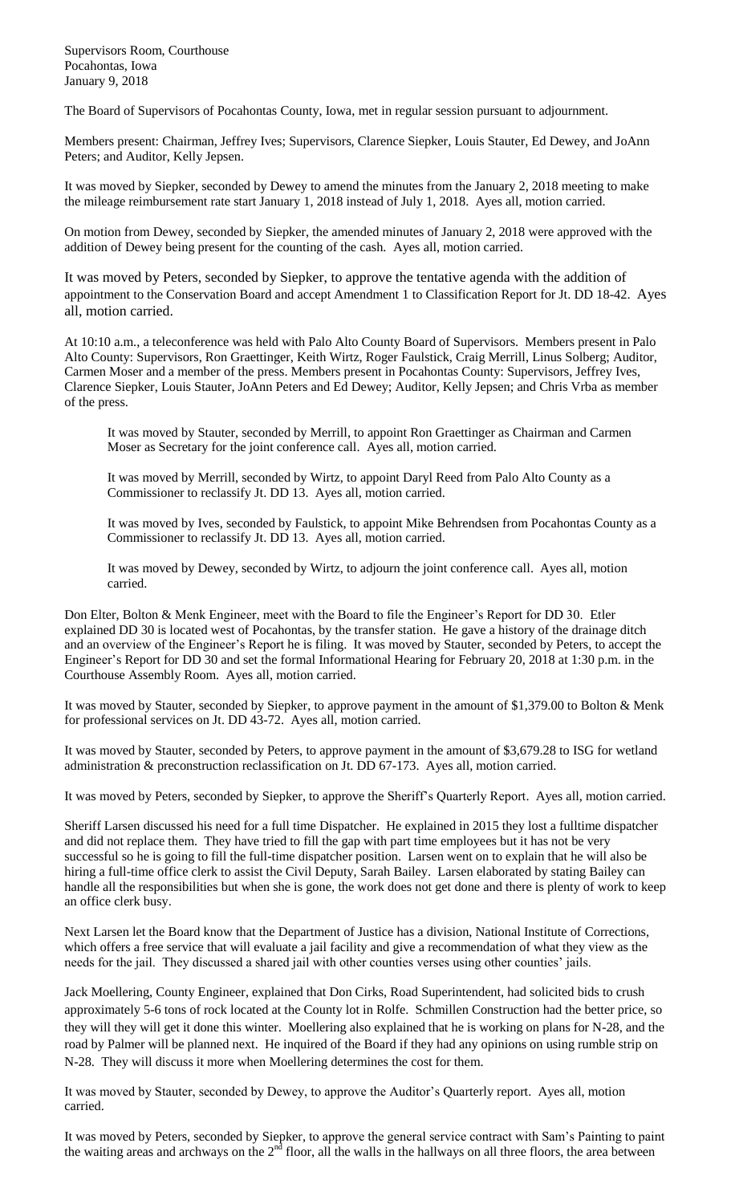Supervisors Room, Courthouse
Pocahontas, Iowa
January 9, 2018

The Board of Supervisors of Pocahontas County, Iowa, met in regular session pursuant to adjournment.

Members present: Chairman, Jeffrey Ives; Supervisors, Clarence Siepker, Louis Stauter, Ed Dewey, and JoAnn Peters; and Auditor, Kelly Jepsen.

It was moved by Siepker, seconded by Dewey to amend the minutes from the January 2, 2018 meeting to make the mileage reimbursement rate start January 1, 2018 instead of July 1, 2018. Ayes all, motion carried.

On motion from Dewey, seconded by Siepker, the amended minutes of January 2, 2018 were approved with the addition of Dewey being present for the counting of the cash. Ayes all, motion carried.

It was moved by Peters, seconded by Siepker, to approve the tentative agenda with the addition of appointment to the Conservation Board and accept Amendment 1 to Classification Report for Jt. DD 18-42. Ayes all, motion carried.

At 10:10 a.m., a teleconference was held with Palo Alto County Board of Supervisors. Members present in Palo Alto County: Supervisors, Ron Graettinger, Keith Wirtz, Roger Faulstick, Craig Merrill, Linus Solberg; Auditor, Carmen Moser and a member of the press. Members present in Pocahontas County: Supervisors, Jeffrey Ives, Clarence Siepker, Louis Stauter, JoAnn Peters and Ed Dewey; Auditor, Kelly Jepsen; and Chris Vrba as member of the press.

> It was moved by Stauter, seconded by Merrill, to appoint Ron Graettinger as Chairman and Carmen Moser as Secretary for the joint conference call. Ayes all, motion carried.
>
> It was moved by Merrill, seconded by Wirtz, to appoint Daryl Reed from Palo Alto County as a Commissioner to reclassify Jt. DD 13. Ayes all, motion carried.
>
> It was moved by Ives, seconded by Faulstick, to appoint Mike Behrendsen from Pocahontas County as a Commissioner to reclassify Jt. DD 13. Ayes all, motion carried.
>
> It was moved by Dewey, seconded by Wirtz, to adjourn the joint conference call. Ayes all, motion carried.

Don Elter, Bolton & Menk Engineer, meet with the Board to file the Engineer's Report for DD 30. Etler explained DD 30 is located west of Pocahontas, by the transfer station. He gave a history of the drainage ditch and an overview of the Engineer's Report he is filing. It was moved by Stauter, seconded by Peters, to accept the Engineer's Report for DD 30 and set the formal Informational Hearing for February 20, 2018 at 1:30 p.m. in the Courthouse Assembly Room. Ayes all, motion carried.

It was moved by Stauter, seconded by Siepker, to approve payment in the amount of $1,379.00 to Bolton & Menk for professional services on Jt. DD 43-72. Ayes all, motion carried.

It was moved by Stauter, seconded by Peters, to approve payment in the amount of $3,679.28 to ISG for wetland administration & preconstruction reclassification on Jt. DD 67-173. Ayes all, motion carried.

It was moved by Peters, seconded by Siepker, to approve the Sheriff's Quarterly Report. Ayes all, motion carried.

Sheriff Larsen discussed his need for a full time Dispatcher. He explained in 2015 they lost a fulltime dispatcher and did not replace them. They have tried to fill the gap with part time employees but it has not be very successful so he is going to fill the full-time dispatcher position. Larsen went on to explain that he will also be hiring a full-time office clerk to assist the Civil Deputy, Sarah Bailey. Larsen elaborated by stating Bailey can handle all the responsibilities but when she is gone, the work does not get done and there is plenty of work to keep an office clerk busy.

Next Larsen let the Board know that the Department of Justice has a division, National Institute of Corrections, which offers a free service that will evaluate a jail facility and give a recommendation of what they view as the needs for the jail. They discussed a shared jail with other counties verses using other counties' jails.

Jack Moellering, County Engineer, explained that Don Cirks, Road Superintendent, had solicited bids to crush approximately 5-6 tons of rock located at the County lot in Rolfe. Schmillen Construction had the better price, so they will they will get it done this winter. Moellering also explained that he is working on plans for N-28, and the road by Palmer will be planned next. He inquired of the Board if they had any opinions on using rumble strip on N-28. They will discuss it more when Moellering determines the cost for them.

It was moved by Stauter, seconded by Dewey, to approve the Auditor's Quarterly report. Ayes all, motion carried.

It was moved by Peters, seconded by Siepker, to approve the general service contract with Sam's Painting to paint the waiting areas and archways on the 2nd floor, all the walls in the hallways on all three floors, the area between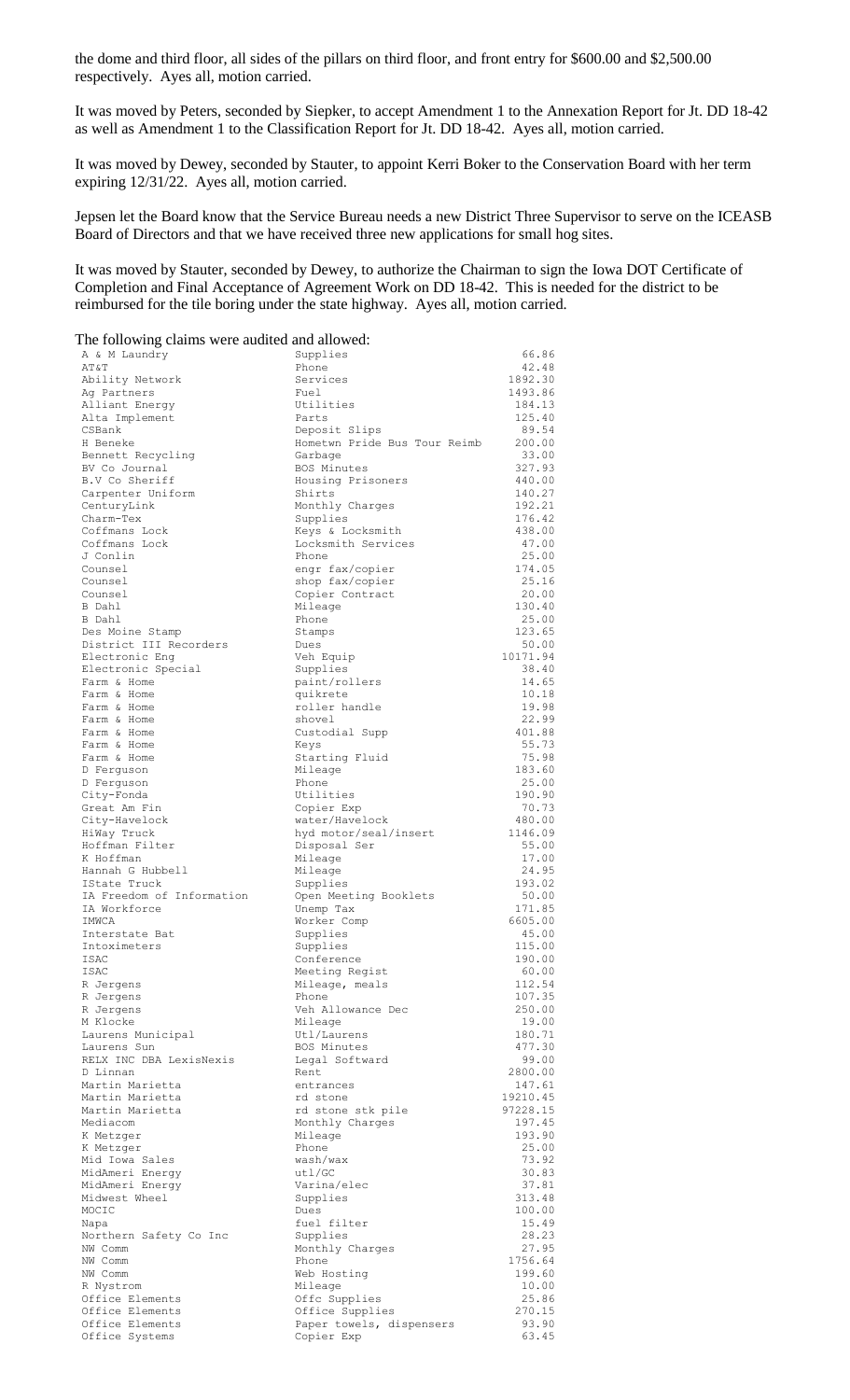the dome and third floor, all sides of the pillars on third floor, and front entry for $600.00 and $2,500.00 respectively. Ayes all, motion carried.

It was moved by Peters, seconded by Siepker, to accept Amendment 1 to the Annexation Report for Jt. DD 18-42 as well as Amendment 1 to the Classification Report for Jt. DD 18-42. Ayes all, motion carried.

It was moved by Dewey, seconded by Stauter, to appoint Kerri Boker to the Conservation Board with her term expiring 12/31/22. Ayes all, motion carried.

Jepsen let the Board know that the Service Bureau needs a new District Three Supervisor to serve on the ICEASB Board of Directors and that we have received three new applications for small hog sites.

It was moved by Stauter, seconded by Dewey, to authorize the Chairman to sign the Iowa DOT Certificate of Completion and Final Acceptance of Agreement Work on DD 18-42. This is needed for the district to be reimbursed for the tile boring under the state highway. Ayes all, motion carried.

The following claims were audited and allowed:

| | | |
|---|---|---|
| A & M Laundry | Supplies | 66.86 |
| AT&T | Phone | 42.48 |
| Ability Network | Services | 1892.30 |
| Ag Partners | Fuel | 1493.86 |
| Alliant Energy | Utilities | 184.13 |
| Alta Implement | Parts | 125.40 |
| CSBank | Deposit Slips | 89.54 |
| H Beneke | Hometwn Pride Bus Tour Reimb | 200.00 |
| Bennett Recycling | Garbage | 33.00 |
| BV Co Journal | BOS Minutes | 327.93 |
| B.V Co Sheriff | Housing Prisoners | 440.00 |
| Carpenter Uniform | Shirts | 140.27 |
| CenturyLink | Monthly Charges | 192.21 |
| Charm-Tex | Supplies | 176.42 |
| Coffmans Lock | Keys & Locksmith | 438.00 |
| Coffmans Lock | Locksmith Services | 47.00 |
| J Conlin | Phone | 25.00 |
| Counsel | engr fax/copier | 174.05 |
| Counsel | shop fax/copier | 25.16 |
| Counsel | Copier Contract | 20.00 |
| B Dahl | Mileage | 130.40 |
| B Dahl | Phone | 25.00 |
| Des Moine Stamp | Stamps | 123.65 |
| District III Recorders | Dues | 50.00 |
| Electronic Eng | Veh Equip | 10171.94 |
| Electronic Special | Supplies | 38.40 |
| Farm & Home | paint/rollers | 14.65 |
| Farm & Home | quikrete | 10.18 |
| Farm & Home | roller handle | 19.98 |
| Farm & Home | shovel | 22.99 |
| Farm & Home | Custodial Supp | 401.88 |
| Farm & Home | Keys | 55.73 |
| Farm & Home | Starting Fluid | 75.98 |
| D Ferguson | Mileage | 183.60 |
| D Ferguson | Phone | 25.00 |
| City-Fonda | Utilities | 190.90 |
| Great Am Fin | Copier Exp | 70.73 |
| City-Havelock | water/Havelock | 480.00 |
| HiWay Truck | hyd motor/seal/insert | 1146.09 |
| Hoffman Filter | Disposal Ser | 55.00 |
| K Hoffman | Mileage | 17.00 |
| Hannah G Hubbell | Mileage | 24.95 |
| IState Truck | Supplies | 193.02 |
| IA Freedom of Information | Open Meeting Booklets | 50.00 |
| IA Workforce | Unemp Tax | 171.85 |
| IMWCA | Worker Comp | 6605.00 |
| Interstate Bat | Supplies | 45.00 |
| Intoximeters | Supplies | 115.00 |
| ISAC | Conference | 190.00 |
| ISAC | Meeting Regist | 60.00 |
| R Jergens | Mileage, meals | 112.54 |
| R Jergens | Phone | 107.35 |
| R Jergens | Veh Allowance Dec | 250.00 |
| M Klocke | Mileage | 19.00 |
| Laurens Municipal | Utl/Laurens | 180.71 |
| Laurens Sun | BOS Minutes | 477.30 |
| RELX INC DBA LexisNexis | Legal Softward | 99.00 |
| D Linnan | Rent | 2800.00 |
| Martin Marietta | entrances | 147.61 |
| Martin Marietta | rd stone | 19210.45 |
| Martin Marietta | rd stone stk pile | 97228.15 |
| Mediacom | Monthly Charges | 197.45 |
| K Metzger | Mileage | 193.90 |
| K Metzger | Phone | 25.00 |
| Mid Iowa Sales | wash/wax | 73.92 |
| MidAmeri Energy | utl/GC | 30.83 |
| MidAmeri Energy | Varina/elec | 37.81 |
| Midwest Wheel | Supplies | 313.48 |
| MOCIC | Dues | 100.00 |
| Napa | fuel filter | 15.49 |
| Northern Safety Co Inc | Supplies | 28.23 |
| NW Comm | Monthly Charges | 27.95 |
| NW Comm | Phone | 1756.64 |
| NW Comm | Web Hosting | 199.60 |
| R Nystrom | Mileage | 10.00 |
| Office Elements | Offc Supplies | 25.86 |
| Office Elements | Office Supplies | 270.15 |
| Office Elements | Paper towels, dispensers | 93.90 |
| Office Systems | Copier Exp | 63.45 |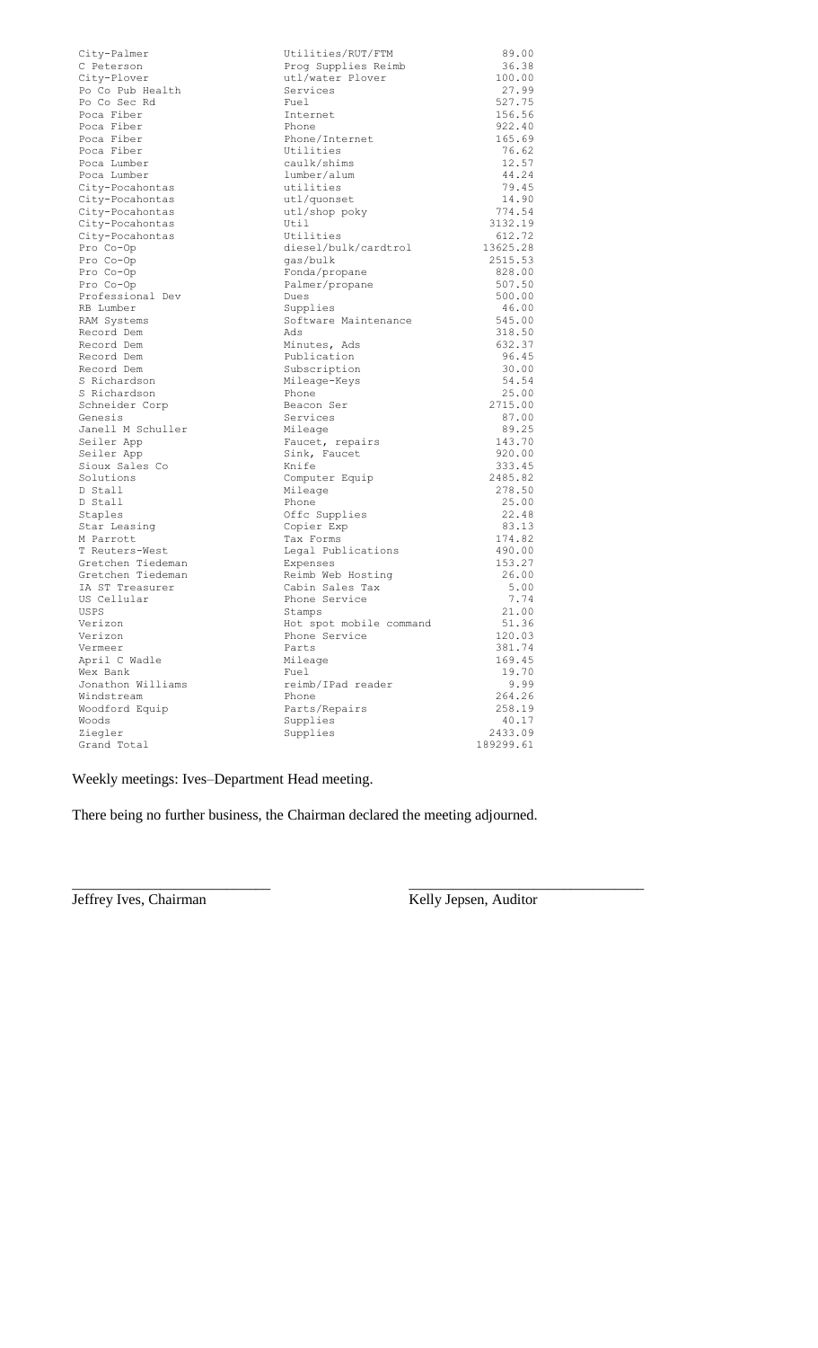| | | |
|---|---|---|
| City-Palmer | Utilities/RUT/FTM | 89.00 |
| C Peterson | Prog Supplies Reimb | 36.38 |
| City-Plover | utl/water Plover | 100.00 |
| Po Co Pub Health | Services | 27.99 |
| Po Co Sec Rd | Fuel | 527.75 |
| Poca Fiber | Internet | 156.56 |
| Poca Fiber | Phone | 922.40 |
| Poca Fiber | Phone/Internet | 165.69 |
| Poca Fiber | Utilities | 76.62 |
| Poca Lumber | caulk/shims | 12.57 |
| Poca Lumber | lumber/alum | 44.24 |
| City-Pocahontas | utilities | 79.45 |
| City-Pocahontas | utl/quonset | 14.90 |
| City-Pocahontas | utl/shop poky | 774.54 |
| City-Pocahontas | Util | 3132.19 |
| City-Pocahontas | Utilities | 612.72 |
| Pro Co-Op | diesel/bulk/cardtrol | 13625.28 |
| Pro Co-Op | gas/bulk | 2515.53 |
| Pro Co-Op | Fonda/propane | 828.00 |
| Pro Co-Op | Palmer/propane | 507.50 |
| Professional Dev | Dues | 500.00 |
| RB Lumber | Supplies | 46.00 |
| RAM Systems | Software Maintenance | 545.00 |
| Record Dem | Ads | 318.50 |
| Record Dem | Minutes, Ads | 632.37 |
| Record Dem | Publication | 96.45 |
| Record Dem | Subscription | 30.00 |
| S Richardson | Mileage-Keys | 54.54 |
| S Richardson | Phone | 25.00 |
| Schneider Corp | Beacon Ser | 2715.00 |
| Genesis | Services | 87.00 |
| Janell M Schuller | Mileage | 89.25 |
| Seiler App | Faucet, repairs | 143.70 |
| Seiler App | Sink, Faucet | 920.00 |
| Sioux Sales Co | Knife | 333.45 |
| Solutions | Computer Equip | 2485.82 |
| D Stall | Mileage | 278.50 |
| D Stall | Phone | 25.00 |
| Staples | Offc Supplies | 22.48 |
| Star Leasing | Copier Exp | 83.13 |
| M Parrott | Tax Forms | 174.82 |
| T Reuters-West | Legal Publications | 490.00 |
| Gretchen Tiedeman | Expenses | 153.27 |
| Gretchen Tiedeman | Reimb Web Hosting | 26.00 |
| IA ST Treasurer | Cabin Sales Tax | 5.00 |
| US Cellular | Phone Service | 7.74 |
| USPS | Stamps | 21.00 |
| Verizon | Hot spot mobile command | 51.36 |
| Verizon | Phone Service | 120.03 |
| Vermeer | Parts | 381.74 |
| April C Wadle | Mileage | 169.45 |
| Wex Bank | Fuel | 19.70 |
| Jonathon Williams | reimb/IPad reader | 9.99 |
| Windstream | Phone | 264.26 |
| Woodford Equip | Parts/Repairs | 258.19 |
| Woods | Supplies | 40.17 |
| Ziegler | Supplies | 2433.09 |
| Grand Total | | 189299.61 |

Weekly meetings: Ives–Department Head meeting.

There being no further business, the Chairman declared the meeting adjourned.

\_\_\_\_\_\_\_\_\_\_\_\_\_\_\_\_\_\_\_\_\_\_\_\_\_\_\_ \_\_\_\_\_\_\_\_\_\_\_\_\_\_\_\_\_\_\_\_\_\_\_\_\_\_\_\_\_\_\_

Jeffrey Ives, Chairman Kelly Jepsen, Auditor